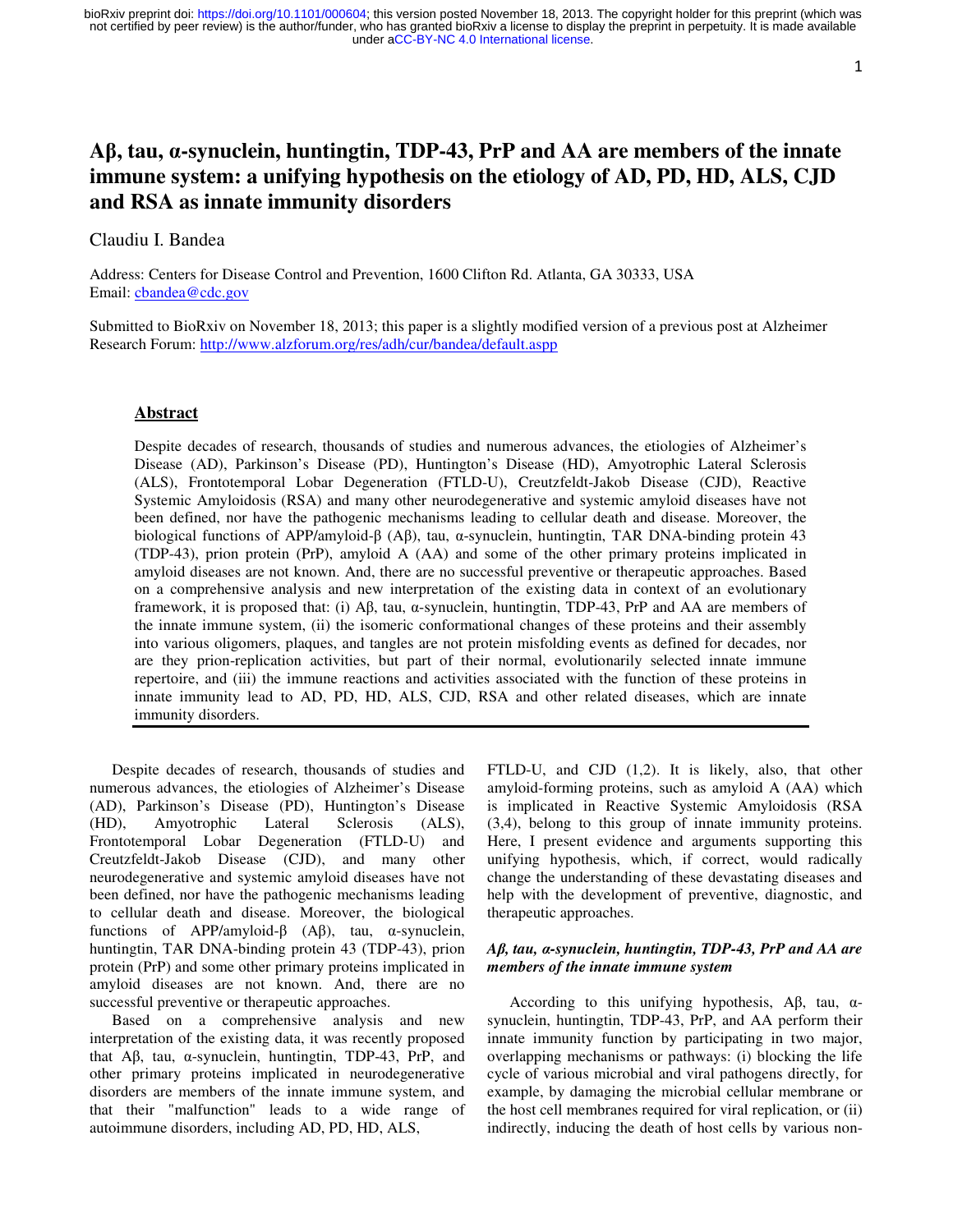# Aβ, tau, α-synuclein, huntingtin, TDP-43, PrP and AA are members of the innate immune system: a unifying hypothesis on the etiology of AD, PD, HD, ALS, CJD and RSA as innate immunity disorders

Claudiu I. Bandea

Address: Centers for Disease Control and Prevention, 1600 Clifton Rd. Atlanta, GA 30333, USA
Email: cbandea@cdc.gov

Submitted to BioRxiv on November 18, 2013; this paper is a slightly modified version of a previous post at Alzheimer Research Forum: http://www.alzforum.org/res/adh/cur/bandea/default.aspp

## Abstract

Despite decades of research, thousands of studies and numerous advances, the etiologies of Alzheimer's Disease (AD), Parkinson's Disease (PD), Huntington's Disease (HD), Amyotrophic Lateral Sclerosis (ALS), Frontotemporal Lobar Degeneration (FTLD-U), Creutzfeldt-Jakob Disease (CJD), Reactive Systemic Amyloidosis (RSA) and many other neurodegenerative and systemic amyloid diseases have not been defined, nor have the pathogenic mechanisms leading to cellular death and disease. Moreover, the biological functions of APP/amyloid-β (Aβ), tau, α-synuclein, huntingtin, TAR DNA-binding protein 43 (TDP-43), prion protein (PrP), amyloid A (AA) and some of the other primary proteins implicated in amyloid diseases are not known. And, there are no successful preventive or therapeutic approaches. Based on a comprehensive analysis and new interpretation of the existing data in context of an evolutionary framework, it is proposed that: (i) Aβ, tau, α-synuclein, huntingtin, TDP-43, PrP and AA are members of the innate immune system, (ii) the isomeric conformational changes of these proteins and their assembly into various oligomers, plaques, and tangles are not protein misfolding events as defined for decades, nor are they prion-replication activities, but part of their normal, evolutionarily selected innate immune repertoire, and (iii) the immune reactions and activities associated with the function of these proteins in innate immunity lead to AD, PD, HD, ALS, CJD, RSA and other related diseases, which are innate immunity disorders.

Despite decades of research, thousands of studies and numerous advances, the etiologies of Alzheimer's Disease (AD), Parkinson's Disease (PD), Huntington's Disease (HD), Amyotrophic Lateral Sclerosis (ALS), Frontotemporal Lobar Degeneration (FTLD-U) and Creutzfeldt-Jakob Disease (CJD), and many other neurodegenerative and systemic amyloid diseases have not been defined, nor have the pathogenic mechanisms leading to cellular death and disease. Moreover, the biological functions of APP/amyloid-β (Aβ), tau, α-synuclein, huntingtin, TAR DNA-binding protein 43 (TDP-43), prion protein (PrP) and some other primary proteins implicated in amyloid diseases are not known. And, there are no successful preventive or therapeutic approaches.

Based on a comprehensive analysis and new interpretation of the existing data, it was recently proposed that Aβ, tau, α-synuclein, huntingtin, TDP-43, PrP, and other primary proteins implicated in neurodegenerative disorders are members of the innate immune system, and that their "malfunction" leads to a wide range of autoimmune disorders, including AD, PD, HD, ALS, FTLD-U, and CJD (1,2). It is likely, also, that other amyloid-forming proteins, such as amyloid A (AA) which is implicated in Reactive Systemic Amyloidosis (RSA (3,4), belong to this group of innate immunity proteins. Here, I present evidence and arguments supporting this unifying hypothesis, which, if correct, would radically change the understanding of these devastating diseases and help with the development of preventive, diagnostic, and therapeutic approaches.

### *Aβ, tau, α-synuclein, huntingtin, TDP-43, PrP and AA are members of the innate immune system*

According to this unifying hypothesis, Aβ, tau, α-synuclein, huntingtin, TDP-43, PrP, and AA perform their innate immunity function by participating in two major, overlapping mechanisms or pathways: (i) blocking the life cycle of various microbial and viral pathogens directly, for example, by damaging the microbial cellular membrane or the host cell membranes required for viral replication, or (ii) indirectly, inducing the death of host cells by various non-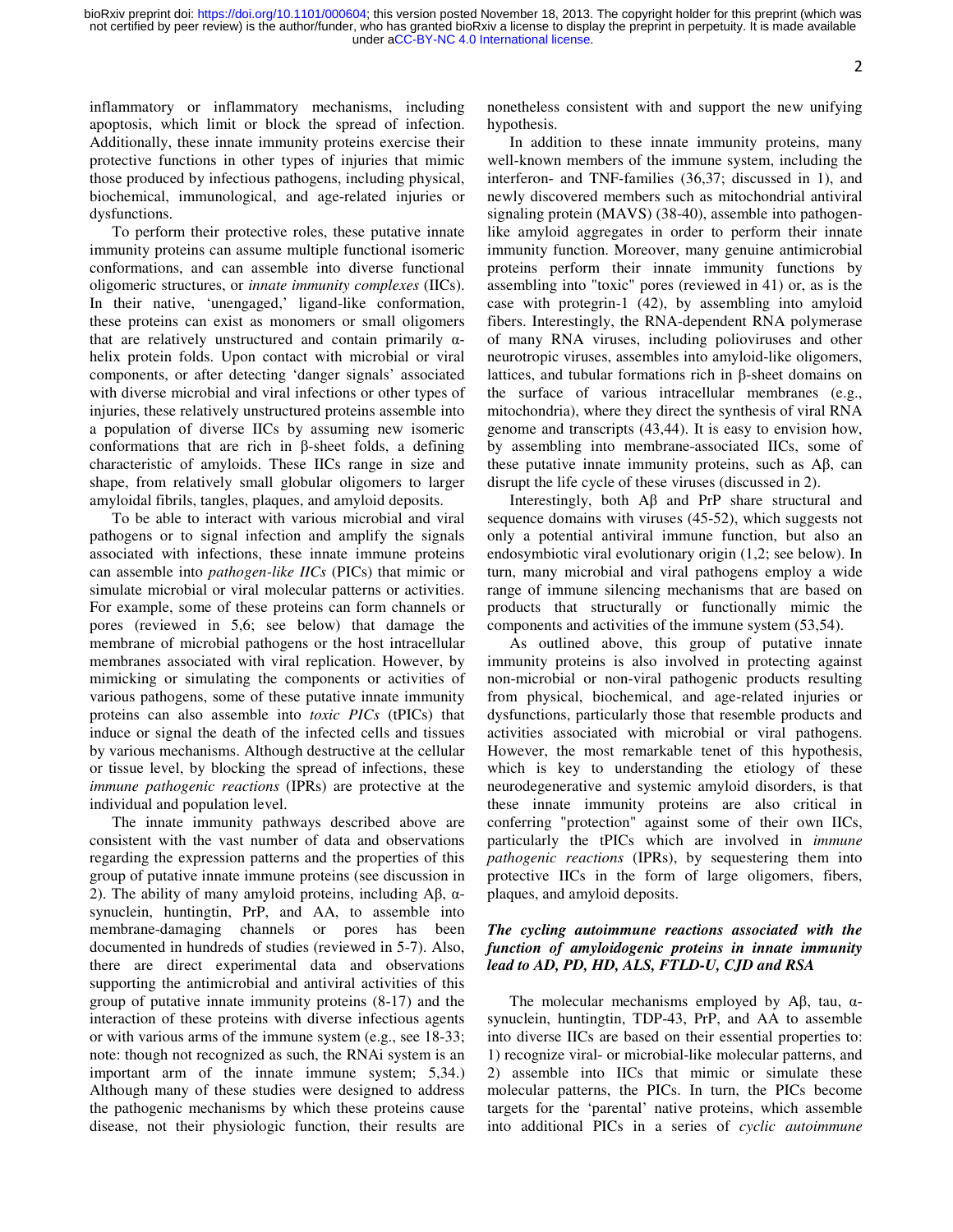inflammatory or inflammatory mechanisms, including apoptosis, which limit or block the spread of infection. Additionally, these innate immunity proteins exercise their protective functions in other types of injuries that mimic those produced by infectious pathogens, including physical, biochemical, immunological, and age-related injuries or dysfunctions.

To perform their protective roles, these putative innate immunity proteins can assume multiple functional isomeric conformations, and can assemble into diverse functional oligomeric structures, or *innate immunity complexes* (IICs). In their native, 'unengaged,' ligand-like conformation, these proteins can exist as monomers or small oligomers that are relatively unstructured and contain primarily α-helix protein folds. Upon contact with microbial or viral components, or after detecting 'danger signals' associated with diverse microbial and viral infections or other types of injuries, these relatively unstructured proteins assemble into a population of diverse IICs by assuming new isomeric conformations that are rich in β-sheet folds, a defining characteristic of amyloids. These IICs range in size and shape, from relatively small globular oligomers to larger amyloidal fibrils, tangles, plaques, and amyloid deposits.

To be able to interact with various microbial and viral pathogens or to signal infection and amplify the signals associated with infections, these innate immune proteins can assemble into *pathogen-like IICs* (PICs) that mimic or simulate microbial or viral molecular patterns or activities. For example, some of these proteins can form channels or pores (reviewed in 5,6; see below) that damage the membrane of microbial pathogens or the host intracellular membranes associated with viral replication. However, by mimicking or simulating the components or activities of various pathogens, some of these putative innate immunity proteins can also assemble into *toxic PICs* (tPICs) that induce or signal the death of the infected cells and tissues by various mechanisms. Although destructive at the cellular or tissue level, by blocking the spread of infections, these *immune pathogenic reactions* (IPRs) are protective at the individual and population level.

The innate immunity pathways described above are consistent with the vast number of data and observations regarding the expression patterns and the properties of this group of putative innate immune proteins (see discussion in 2). The ability of many amyloid proteins, including Aβ, α-synuclein, huntingtin, PrP, and AA, to assemble into membrane-damaging channels or pores has been documented in hundreds of studies (reviewed in 5-7). Also, there are direct experimental data and observations supporting the antimicrobial and antiviral activities of this group of putative innate immunity proteins (8-17) and the interaction of these proteins with diverse infectious agents or with various arms of the immune system (e.g., see 18-33; note: though not recognized as such, the RNAi system is an important arm of the innate immune system; 5,34.) Although many of these studies were designed to address the pathogenic mechanisms by which these proteins cause disease, not their physiologic function, their results are nonetheless consistent with and support the new unifying hypothesis.

In addition to these innate immunity proteins, many well-known members of the immune system, including the interferon- and TNF-families (36,37; discussed in 1), and newly discovered members such as mitochondrial antiviral signaling protein (MAVS) (38-40), assemble into pathogen-like amyloid aggregates in order to perform their innate immunity function. Moreover, many genuine antimicrobial proteins perform their innate immunity functions by assembling into "toxic" pores (reviewed in 41) or, as is the case with protegrin-1 (42), by assembling into amyloid fibers. Interestingly, the RNA-dependent RNA polymerase of many RNA viruses, including polioviruses and other neurotropic viruses, assembles into amyloid-like oligomers, lattices, and tubular formations rich in β-sheet domains on the surface of various intracellular membranes (e.g., mitochondria), where they direct the synthesis of viral RNA genome and transcripts (43,44). It is easy to envision how, by assembling into membrane-associated IICs, some of these putative innate immunity proteins, such as Aβ, can disrupt the life cycle of these viruses (discussed in 2).

Interestingly, both Aβ and PrP share structural and sequence domains with viruses (45-52), which suggests not only a potential antiviral immune function, but also an endosymbiotic viral evolutionary origin (1,2; see below). In turn, many microbial and viral pathogens employ a wide range of immune silencing mechanisms that are based on products that structurally or functionally mimic the components and activities of the immune system (53,54).

As outlined above, this group of putative innate immunity proteins is also involved in protecting against non-microbial or non-viral pathogenic products resulting from physical, biochemical, and age-related injuries or dysfunctions, particularly those that resemble products and activities associated with microbial or viral pathogens. However, the most remarkable tenet of this hypothesis, which is key to understanding the etiology of these neurodegenerative and systemic amyloid disorders, is that these innate immunity proteins are also critical in conferring "protection" against some of their own IICs, particularly the tPICs which are involved in *immune pathogenic reactions* (IPRs), by sequestering them into protective IICs in the form of large oligomers, fibers, plaques, and amyloid deposits.

### *The cycling autoimmune reactions associated with the function of amyloidogenic proteins in innate immunity lead to AD, PD, HD, ALS, FTLD-U, CJD and RSA*

The molecular mechanisms employed by Aβ, tau, α-synuclein, huntingtin, TDP-43, PrP, and AA to assemble into diverse IICs are based on their essential properties to: 1) recognize viral- or microbial-like molecular patterns, and 2) assemble into IICs that mimic or simulate these molecular patterns, the PICs. In turn, the PICs become targets for the 'parental' native proteins, which assemble into additional PICs in a series of *cyclic autoimmune*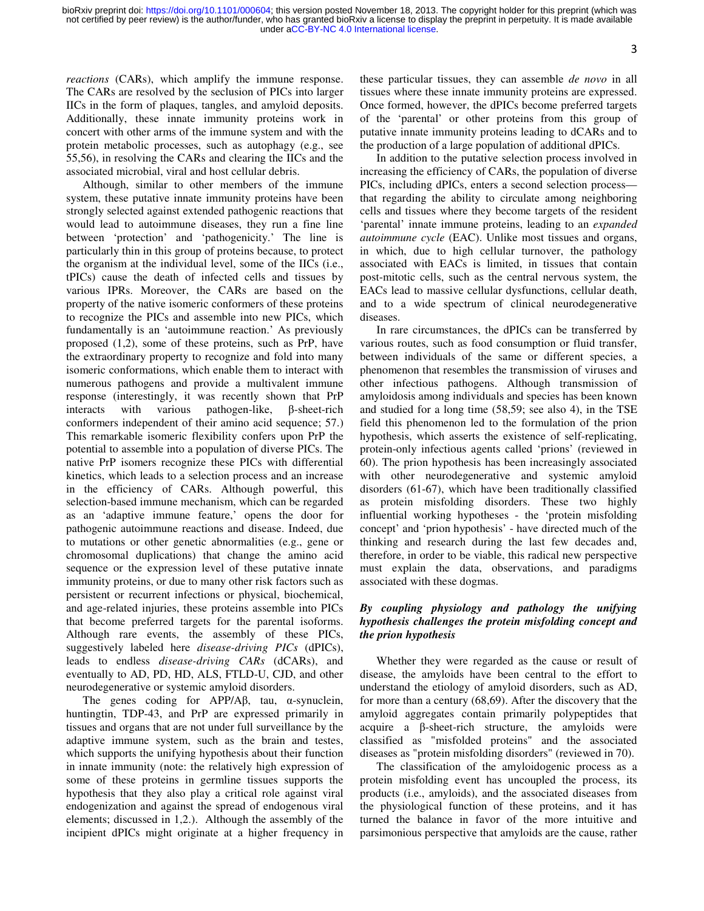*reactions* (CARs), which amplify the immune response. The CARs are resolved by the seclusion of PICs into larger IICs in the form of plaques, tangles, and amyloid deposits. Additionally, these innate immunity proteins work in concert with other arms of the immune system and with the protein metabolic processes, such as autophagy (e.g., see 55,56), in resolving the CARs and clearing the IICs and the associated microbial, viral and host cellular debris.

Although, similar to other members of the immune system, these putative innate immunity proteins have been strongly selected against extended pathogenic reactions that would lead to autoimmune diseases, they run a fine line between 'protection' and 'pathogenicity.' The line is particularly thin in this group of proteins because, to protect the organism at the individual level, some of the IICs (i.e., tPICs) cause the death of infected cells and tissues by various IPRs. Moreover, the CARs are based on the property of the native isomeric conformers of these proteins to recognize the PICs and assemble into new PICs, which fundamentally is an 'autoimmune reaction.' As previously proposed (1,2), some of these proteins, such as PrP, have the extraordinary property to recognize and fold into many isomeric conformations, which enable them to interact with numerous pathogens and provide a multivalent immune response (interestingly, it was recently shown that PrP interacts with various pathogen-like, β-sheet-rich conformers independent of their amino acid sequence; 57.) This remarkable isomeric flexibility confers upon PrP the potential to assemble into a population of diverse PICs. The native PrP isomers recognize these PICs with differential kinetics, which leads to a selection process and an increase in the efficiency of CARs. Although powerful, this selection-based immune mechanism, which can be regarded as an 'adaptive immune feature,' opens the door for pathogenic autoimmune reactions and disease. Indeed, due to mutations or other genetic abnormalities (e.g., gene or chromosomal duplications) that change the amino acid sequence or the expression level of these putative innate immunity proteins, or due to many other risk factors such as persistent or recurrent infections or physical, biochemical, and age-related injuries, these proteins assemble into PICs that become preferred targets for the parental isoforms. Although rare events, the assembly of these PICs, suggestively labeled here *disease-driving PICs* (dPICs), leads to endless *disease-driving CARs* (dCARs), and eventually to AD, PD, HD, ALS, FTLD-U, CJD, and other neurodegenerative or systemic amyloid disorders.

The genes coding for APP/Aβ, tau, α-synuclein, huntingtin, TDP-43, and PrP are expressed primarily in tissues and organs that are not under full surveillance by the adaptive immune system, such as the brain and testes, which supports the unifying hypothesis about their function in innate immunity (note: the relatively high expression of some of these proteins in germline tissues supports the hypothesis that they also play a critical role against viral endogenization and against the spread of endogenous viral elements; discussed in 1,2.). Although the assembly of the incipient dPICs might originate at a higher frequency in these particular tissues, they can assemble *de novo* in all tissues where these innate immunity proteins are expressed. Once formed, however, the dPICs become preferred targets of the 'parental' or other proteins from this group of putative innate immunity proteins leading to dCARs and to the production of a large population of additional dPICs.

In addition to the putative selection process involved in increasing the efficiency of CARs, the population of diverse PICs, including dPICs, enters a second selection process—that regarding the ability to circulate among neighboring cells and tissues where they become targets of the resident 'parental' innate immune proteins, leading to an *expanded autoimmune cycle* (EAC). Unlike most tissues and organs, in which, due to high cellular turnover, the pathology associated with EACs is limited, in tissues that contain post-mitotic cells, such as the central nervous system, the EACs lead to massive cellular dysfunctions, cellular death, and to a wide spectrum of clinical neurodegenerative diseases.

In rare circumstances, the dPICs can be transferred by various routes, such as food consumption or fluid transfer, between individuals of the same or different species, a phenomenon that resembles the transmission of viruses and other infectious pathogens. Although transmission of amyloidosis among individuals and species has been known and studied for a long time (58,59; see also 4), in the TSE field this phenomenon led to the formulation of the prion hypothesis, which asserts the existence of self-replicating, protein-only infectious agents called 'prions' (reviewed in 60). The prion hypothesis has been increasingly associated with other neurodegenerative and systemic amyloid disorders (61-67), which have been traditionally classified as protein misfolding disorders. These two highly influential working hypotheses - the 'protein misfolding concept' and 'prion hypothesis' - have directed much of the thinking and research during the last few decades and, therefore, in order to be viable, this radical new perspective must explain the data, observations, and paradigms associated with these dogmas.

### *By coupling physiology and pathology the unifying hypothesis challenges the protein misfolding concept and the prion hypothesis*

Whether they were regarded as the cause or result of disease, the amyloids have been central to the effort to understand the etiology of amyloid disorders, such as AD, for more than a century (68,69). After the discovery that the amyloid aggregates contain primarily polypeptides that acquire a β-sheet-rich structure, the amyloids were classified as "misfolded proteins" and the associated diseases as "protein misfolding disorders" (reviewed in 70).

The classification of the amyloidogenic process as a protein misfolding event has uncoupled the process, its products (i.e., amyloids), and the associated diseases from the physiological function of these proteins, and it has turned the balance in favor of the more intuitive and parsimonious perspective that amyloids are the cause, rather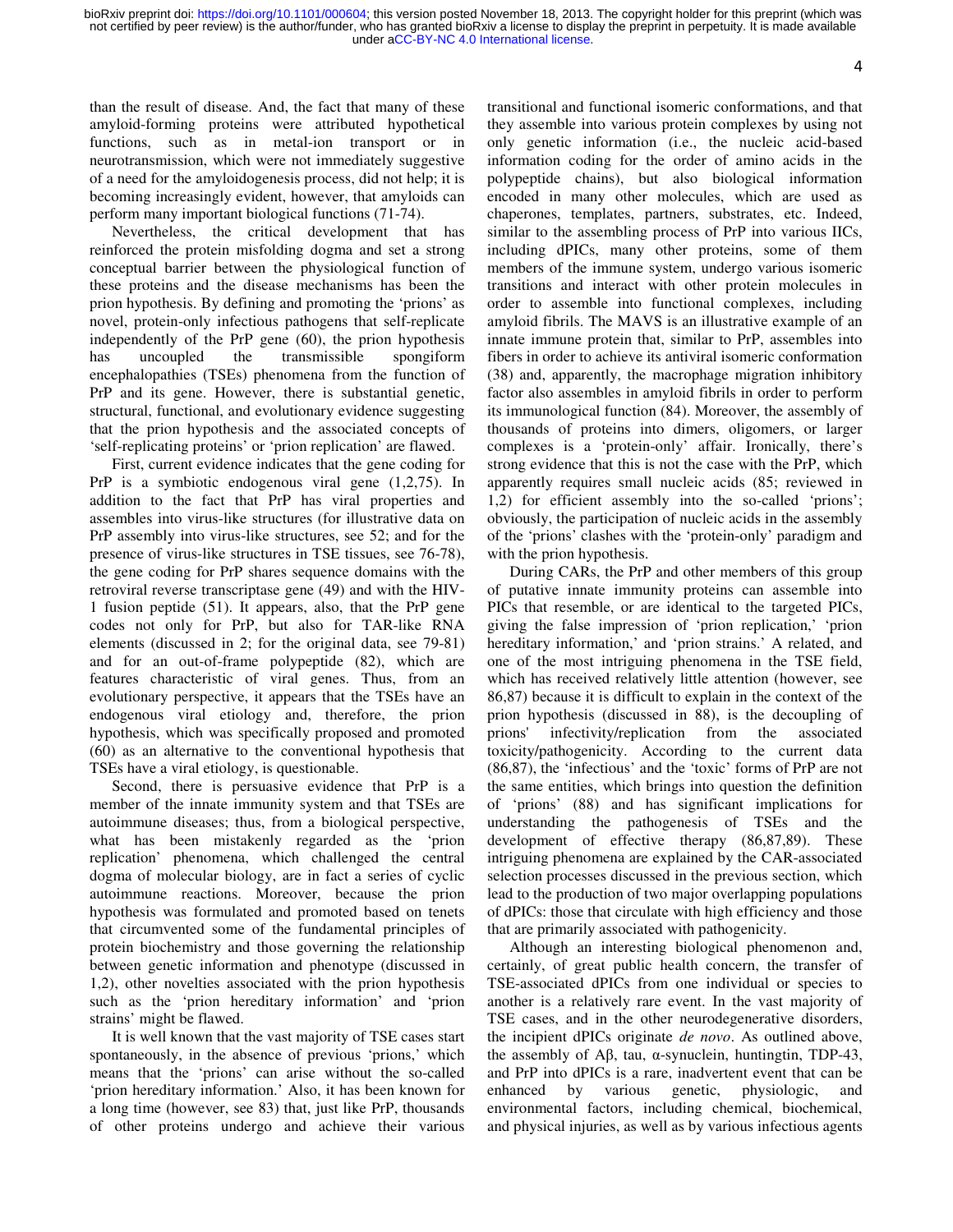than the result of disease. And, the fact that many of these amyloid-forming proteins were attributed hypothetical functions, such as in metal-ion transport or in neurotransmission, which were not immediately suggestive of a need for the amyloidogenesis process, did not help; it is becoming increasingly evident, however, that amyloids can perform many important biological functions (71-74).

Nevertheless, the critical development that has reinforced the protein misfolding dogma and set a strong conceptual barrier between the physiological function of these proteins and the disease mechanisms has been the prion hypothesis. By defining and promoting the 'prions' as novel, protein-only infectious pathogens that self-replicate independently of the PrP gene (60), the prion hypothesis has uncoupled the transmissible spongiform encephalopathies (TSEs) phenomena from the function of PrP and its gene. However, there is substantial genetic, structural, functional, and evolutionary evidence suggesting that the prion hypothesis and the associated concepts of 'self-replicating proteins' or 'prion replication' are flawed.

First, current evidence indicates that the gene coding for PrP is a symbiotic endogenous viral gene (1,2,75). In addition to the fact that PrP has viral properties and assembles into virus-like structures (for illustrative data on PrP assembly into virus-like structures, see 52; and for the presence of virus-like structures in TSE tissues, see 76-78), the gene coding for PrP shares sequence domains with the retroviral reverse transcriptase gene (49) and with the HIV-1 fusion peptide (51). It appears, also, that the PrP gene codes not only for PrP, but also for TAR-like RNA elements (discussed in 2; for the original data, see 79-81) and for an out-of-frame polypeptide (82), which are features characteristic of viral genes. Thus, from an evolutionary perspective, it appears that the TSEs have an endogenous viral etiology and, therefore, the prion hypothesis, which was specifically proposed and promoted (60) as an alternative to the conventional hypothesis that TSEs have a viral etiology, is questionable.

Second, there is persuasive evidence that PrP is a member of the innate immunity system and that TSEs are autoimmune diseases; thus, from a biological perspective, what has been mistakenly regarded as the 'prion replication' phenomena, which challenged the central dogma of molecular biology, are in fact a series of cyclic autoimmune reactions. Moreover, because the prion hypothesis was formulated and promoted based on tenets that circumvented some of the fundamental principles of protein biochemistry and those governing the relationship between genetic information and phenotype (discussed in 1,2), other novelties associated with the prion hypothesis such as the 'prion hereditary information' and 'prion strains' might be flawed.

It is well known that the vast majority of TSE cases start spontaneously, in the absence of previous 'prions,' which means that the 'prions' can arise without the so-called 'prion hereditary information.' Also, it has been known for a long time (however, see 83) that, just like PrP, thousands of other proteins undergo and achieve their various transitional and functional isomeric conformations, and that they assemble into various protein complexes by using not only genetic information (i.e., the nucleic acid-based information coding for the order of amino acids in the polypeptide chains), but also biological information encoded in many other molecules, which are used as chaperones, templates, partners, substrates, etc. Indeed, similar to the assembling process of PrP into various IICs, including dPICs, many other proteins, some of them members of the immune system, undergo various isomeric transitions and interact with other protein molecules in order to assemble into functional complexes, including amyloid fibrils. The MAVS is an illustrative example of an innate immune protein that, similar to PrP, assembles into fibers in order to achieve its antiviral isomeric conformation (38) and, apparently, the macrophage migration inhibitory factor also assembles in amyloid fibrils in order to perform its immunological function (84). Moreover, the assembly of thousands of proteins into dimers, oligomers, or larger complexes is a 'protein-only' affair. Ironically, there's strong evidence that this is not the case with the PrP, which apparently requires small nucleic acids (85; reviewed in 1,2) for efficient assembly into the so-called 'prions'; obviously, the participation of nucleic acids in the assembly of the 'prions' clashes with the 'protein-only' paradigm and with the prion hypothesis.

During CARs, the PrP and other members of this group of putative innate immunity proteins can assemble into PICs that resemble, or are identical to the targeted PICs, giving the false impression of 'prion replication,' 'prion hereditary information,' and 'prion strains.' A related, and one of the most intriguing phenomena in the TSE field, which has received relatively little attention (however, see 86,87) because it is difficult to explain in the context of the prion hypothesis (discussed in 88), is the decoupling of prions' infectivity/replication from the associated toxicity/pathogenicity. According to the current data (86,87), the 'infectious' and the 'toxic' forms of PrP are not the same entities, which brings into question the definition of 'prions' (88) and has significant implications for understanding the pathogenesis of TSEs and the development of effective therapy (86,87,89). These intriguing phenomena are explained by the CAR-associated selection processes discussed in the previous section, which lead to the production of two major overlapping populations of dPICs: those that circulate with high efficiency and those that are primarily associated with pathogenicity.

Although an interesting biological phenomenon and, certainly, of great public health concern, the transfer of TSE-associated dPICs from one individual or species to another is a relatively rare event. In the vast majority of TSE cases, and in the other neurodegenerative disorders, the incipient dPICs originate *de novo*. As outlined above, the assembly of Aβ, tau, α-synuclein, huntingtin, TDP-43, and PrP into dPICs is a rare, inadvertent event that can be enhanced by various genetic, physiologic, and environmental factors, including chemical, biochemical, and physical injuries, as well as by various infectious agents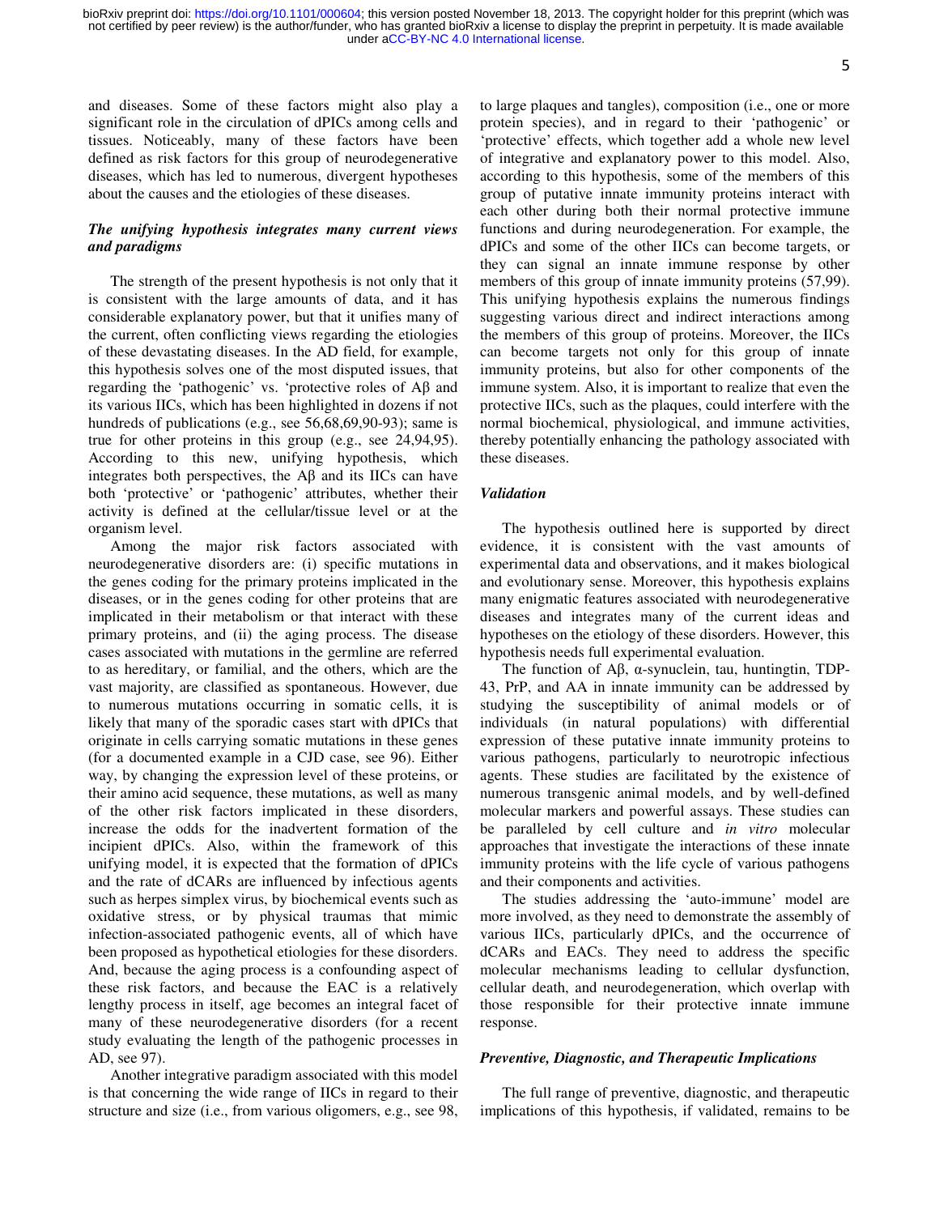and diseases. Some of these factors might also play a significant role in the circulation of dPICs among cells and tissues. Noticeably, many of these factors have been defined as risk factors for this group of neurodegenerative diseases, which has led to numerous, divergent hypotheses about the causes and the etiologies of these diseases.

### *The unifying hypothesis integrates many current views and paradigms*

The strength of the present hypothesis is not only that it is consistent with the large amounts of data, and it has considerable explanatory power, but that it unifies many of the current, often conflicting views regarding the etiologies of these devastating diseases. In the AD field, for example, this hypothesis solves one of the most disputed issues, that regarding the 'pathogenic' vs. 'protective roles of Aβ and its various IICs, which has been highlighted in dozens if not hundreds of publications (e.g., see 56,68,69,90-93); same is true for other proteins in this group (e.g., see 24,94,95). According to this new, unifying hypothesis, which integrates both perspectives, the Aβ and its IICs can have both 'protective' or 'pathogenic' attributes, whether their activity is defined at the cellular/tissue level or at the organism level.

Among the major risk factors associated with neurodegenerative disorders are: (i) specific mutations in the genes coding for the primary proteins implicated in the diseases, or in the genes coding for other proteins that are implicated in their metabolism or that interact with these primary proteins, and (ii) the aging process. The disease cases associated with mutations in the germline are referred to as hereditary, or familial, and the others, which are the vast majority, are classified as spontaneous. However, due to numerous mutations occurring in somatic cells, it is likely that many of the sporadic cases start with dPICs that originate in cells carrying somatic mutations in these genes (for a documented example in a CJD case, see 96). Either way, by changing the expression level of these proteins, or their amino acid sequence, these mutations, as well as many of the other risk factors implicated in these disorders, increase the odds for the inadvertent formation of the incipient dPICs. Also, within the framework of this unifying model, it is expected that the formation of dPICs and the rate of dCARs are influenced by infectious agents such as herpes simplex virus, by biochemical events such as oxidative stress, or by physical traumas that mimic infection-associated pathogenic events, all of which have been proposed as hypothetical etiologies for these disorders. And, because the aging process is a confounding aspect of these risk factors, and because the EAC is a relatively lengthy process in itself, age becomes an integral facet of many of these neurodegenerative disorders (for a recent study evaluating the length of the pathogenic processes in AD, see 97).

Another integrative paradigm associated with this model is that concerning the wide range of IICs in regard to their structure and size (i.e., from various oligomers, e.g., see 98, to large plaques and tangles), composition (i.e., one or more protein species), and in regard to their 'pathogenic' or 'protective' effects, which together add a whole new level of integrative and explanatory power to this model. Also, according to this hypothesis, some of the members of this group of putative innate immunity proteins interact with each other during both their normal protective immune functions and during neurodegeneration. For example, the dPICs and some of the other IICs can become targets, or they can signal an innate immune response by other members of this group of innate immunity proteins (57,99). This unifying hypothesis explains the numerous findings suggesting various direct and indirect interactions among the members of this group of proteins. Moreover, the IICs can become targets not only for this group of innate immunity proteins, but also for other components of the immune system. Also, it is important to realize that even the protective IICs, such as the plaques, could interfere with the normal biochemical, physiological, and immune activities, thereby potentially enhancing the pathology associated with these diseases.

### *Validation*

The hypothesis outlined here is supported by direct evidence, it is consistent with the vast amounts of experimental data and observations, and it makes biological and evolutionary sense. Moreover, this hypothesis explains many enigmatic features associated with neurodegenerative diseases and integrates many of the current ideas and hypotheses on the etiology of these disorders. However, this hypothesis needs full experimental evaluation.

The function of Aβ, α-synuclein, tau, huntingtin, TDP-43, PrP, and AA in innate immunity can be addressed by studying the susceptibility of animal models or of individuals (in natural populations) with differential expression of these putative innate immunity proteins to various pathogens, particularly to neurotropic infectious agents. These studies are facilitated by the existence of numerous transgenic animal models, and by well-defined molecular markers and powerful assays. These studies can be paralleled by cell culture and *in vitro* molecular approaches that investigate the interactions of these innate immunity proteins with the life cycle of various pathogens and their components and activities.

The studies addressing the 'auto-immune' model are more involved, as they need to demonstrate the assembly of various IICs, particularly dPICs, and the occurrence of dCARs and EACs. They need to address the specific molecular mechanisms leading to cellular dysfunction, cellular death, and neurodegeneration, which overlap with those responsible for their protective innate immune response.

### *Preventive, Diagnostic, and Therapeutic Implications*

The full range of preventive, diagnostic, and therapeutic implications of this hypothesis, if validated, remains to be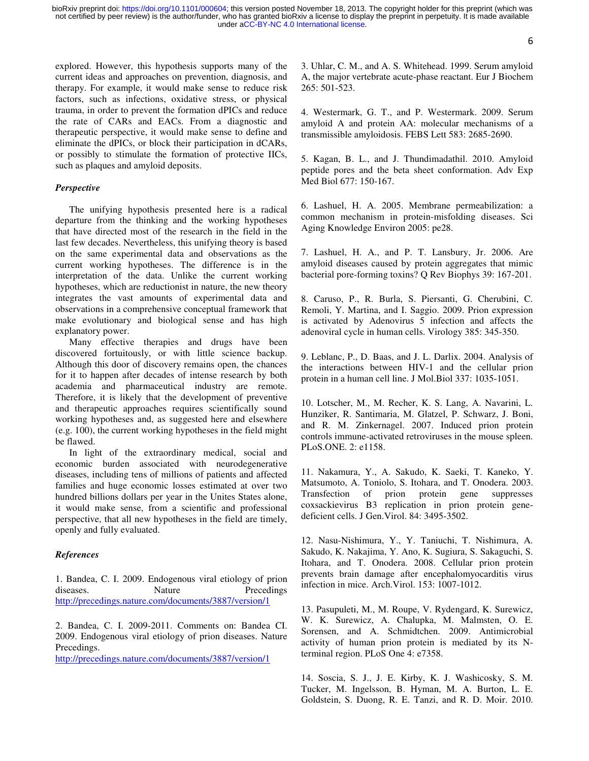explored. However, this hypothesis supports many of the current ideas and approaches on prevention, diagnosis, and therapy. For example, it would make sense to reduce risk factors, such as infections, oxidative stress, or physical trauma, in order to prevent the formation dPICs and reduce the rate of CARs and EACs. From a diagnostic and therapeutic perspective, it would make sense to define and eliminate the dPICs, or block their participation in dCARs, or possibly to stimulate the formation of protective IICs, such as plaques and amyloid deposits.

### *Perspective*

The unifying hypothesis presented here is a radical departure from the thinking and the working hypotheses that have directed most of the research in the field in the last few decades. Nevertheless, this unifying theory is based on the same experimental data and observations as the current working hypotheses. The difference is in the interpretation of the data. Unlike the current working hypotheses, which are reductionist in nature, the new theory integrates the vast amounts of experimental data and observations in a comprehensive conceptual framework that make evolutionary and biological sense and has high explanatory power.

Many effective therapies and drugs have been discovered fortuitously, or with little science backup. Although this door of discovery remains open, the chances for it to happen after decades of intense research by both academia and pharmaceutical industry are remote. Therefore, it is likely that the development of preventive and therapeutic approaches requires scientifically sound working hypotheses and, as suggested here and elsewhere (e.g. 100), the current working hypotheses in the field might be flawed.

In light of the extraordinary medical, social and economic burden associated with neurodegenerative diseases, including tens of millions of patients and affected families and huge economic losses estimated at over two hundred billions dollars per year in the Unites States alone, it would make sense, from a scientific and professional perspective, that all new hypotheses in the field are timely, openly and fully evaluated.

### *References*

1. Bandea, C. I. 2009. Endogenous viral etiology of prion diseases. Nature Precedings http://precedings.nature.com/documents/3887/version/1

2. Bandea, C. I. 2009-2011. Comments on: Bandea CI. 2009. Endogenous viral etiology of prion diseases. Nature Precedings. http://precedings.nature.com/documents/3887/version/1

3. Uhlar, C. M., and A. S. Whitehead. 1999. Serum amyloid A, the major vertebrate acute-phase reactant. Eur J Biochem 265: 501-523.

4. Westermark, G. T., and P. Westermark. 2009. Serum amyloid A and protein AA: molecular mechanisms of a transmissible amyloidosis. FEBS Lett 583: 2685-2690.

5. Kagan, B. L., and J. Thundimadathil. 2010. Amyloid peptide pores and the beta sheet conformation. Adv Exp Med Biol 677: 150-167.

6. Lashuel, H. A. 2005. Membrane permeabilization: a common mechanism in protein-misfolding diseases. Sci Aging Knowledge Environ 2005: pe28.

7. Lashuel, H. A., and P. T. Lansbury, Jr. 2006. Are amyloid diseases caused by protein aggregates that mimic bacterial pore-forming toxins? Q Rev Biophys 39: 167-201.

8. Caruso, P., R. Burla, S. Piersanti, G. Cherubini, C. Remoli, Y. Martina, and I. Saggio. 2009. Prion expression is activated by Adenovirus 5 infection and affects the adenoviral cycle in human cells. Virology 385: 345-350.

9. Leblanc, P., D. Baas, and J. L. Darlix. 2004. Analysis of the interactions between HIV-1 and the cellular prion protein in a human cell line. J Mol.Biol 337: 1035-1051.

10. Lotscher, M., M. Recher, K. S. Lang, A. Navarini, L. Hunziker, R. Santimaria, M. Glatzel, P. Schwarz, J. Boni, and R. M. Zinkernagel. 2007. Induced prion protein controls immune-activated retroviruses in the mouse spleen. PLoS.ONE. 2: e1158.

11. Nakamura, Y., A. Sakudo, K. Saeki, T. Kaneko, Y. Matsumoto, A. Toniolo, S. Itohara, and T. Onodera. 2003. Transfection of prion protein gene suppresses coxsackievirus B3 replication in prion protein gene-deficient cells. J Gen.Virol. 84: 3495-3502.

12. Nasu-Nishimura, Y., Y. Taniuchi, T. Nishimura, A. Sakudo, K. Nakajima, Y. Ano, K. Sugiura, S. Sakaguchi, S. Itohara, and T. Onodera. 2008. Cellular prion protein prevents brain damage after encephalomyocarditis virus infection in mice. Arch.Virol. 153: 1007-1012.

13. Pasupuleti, M., M. Roupe, V. Rydengard, K. Surewicz, W. K. Surewicz, A. Chalupka, M. Malmsten, O. E. Sorensen, and A. Schmidtchen. 2009. Antimicrobial activity of human prion protein is mediated by its N-terminal region. PLoS One 4: e7358.

14. Soscia, S. J., J. E. Kirby, K. J. Washicosky, S. M. Tucker, M. Ingelsson, B. Hyman, M. A. Burton, L. E. Goldstein, S. Duong, R. E. Tanzi, and R. D. Moir. 2010.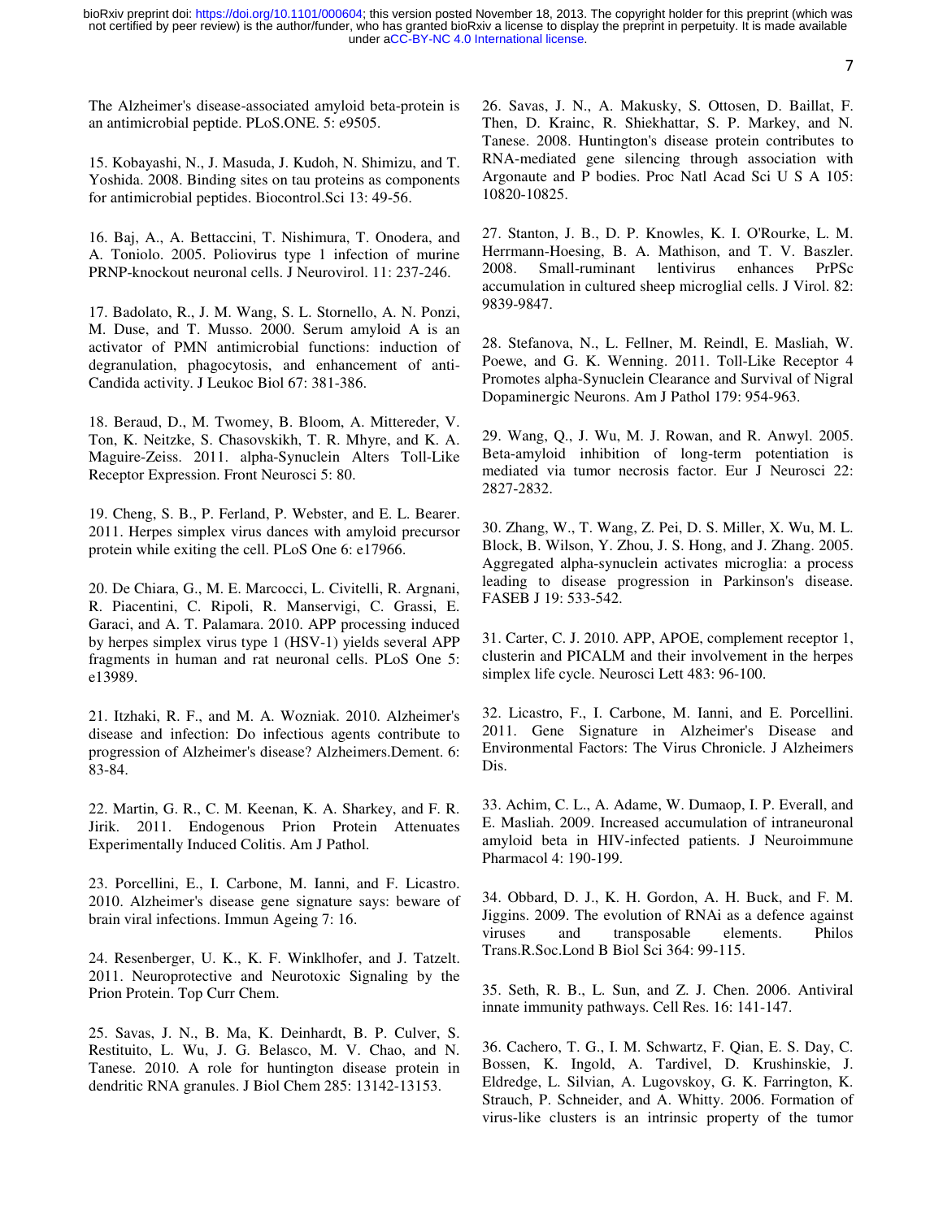The Alzheimer's disease-associated amyloid beta-protein is an antimicrobial peptide. PLoS.ONE. 5: e9505.

15. Kobayashi, N., J. Masuda, J. Kudoh, N. Shimizu, and T. Yoshida. 2008. Binding sites on tau proteins as components for antimicrobial peptides. Biocontrol.Sci 13: 49-56.

16. Baj, A., A. Bettaccini, T. Nishimura, T. Onodera, and A. Toniolo. 2005. Poliovirus type 1 infection of murine PRNP-knockout neuronal cells. J Neurovirol. 11: 237-246.

17. Badolato, R., J. M. Wang, S. L. Stornello, A. N. Ponzi, M. Duse, and T. Musso. 2000. Serum amyloid A is an activator of PMN antimicrobial functions: induction of degranulation, phagocytosis, and enhancement of anti-Candida activity. J Leukoc Biol 67: 381-386.

18. Beraud, D., M. Twomey, B. Bloom, A. Mittereder, V. Ton, K. Neitzke, S. Chasovskikh, T. R. Mhyre, and K. A. Maguire-Zeiss. 2011. alpha-Synuclein Alters Toll-Like Receptor Expression. Front Neurosci 5: 80.

19. Cheng, S. B., P. Ferland, P. Webster, and E. L. Bearer. 2011. Herpes simplex virus dances with amyloid precursor protein while exiting the cell. PLoS One 6: e17966.

20. De Chiara, G., M. E. Marcocci, L. Civitelli, R. Argnani, R. Piacentini, C. Ripoli, R. Manservigi, C. Grassi, E. Garaci, and A. T. Palamara. 2010. APP processing induced by herpes simplex virus type 1 (HSV-1) yields several APP fragments in human and rat neuronal cells. PLoS One 5: e13989.

21. Itzhaki, R. F., and M. A. Wozniak. 2010. Alzheimer's disease and infection: Do infectious agents contribute to progression of Alzheimer's disease? Alzheimers.Dement. 6: 83-84.

22. Martin, G. R., C. M. Keenan, K. A. Sharkey, and F. R. Jirik. 2011. Endogenous Prion Protein Attenuates Experimentally Induced Colitis. Am J Pathol.

23. Porcellini, E., I. Carbone, M. Ianni, and F. Licastro. 2010. Alzheimer's disease gene signature says: beware of brain viral infections. Immun Ageing 7: 16.

24. Resenberger, U. K., K. F. Winklhofer, and J. Tatzelt. 2011. Neuroprotective and Neurotoxic Signaling by the Prion Protein. Top Curr Chem.

25. Savas, J. N., B. Ma, K. Deinhardt, B. P. Culver, S. Restituito, L. Wu, J. G. Belasco, M. V. Chao, and N. Tanese. 2010. A role for huntington disease protein in dendritic RNA granules. J Biol Chem 285: 13142-13153.

26. Savas, J. N., A. Makusky, S. Ottosen, D. Baillat, F. Then, D. Krainc, R. Shiekhattar, S. P. Markey, and N. Tanese. 2008. Huntington's disease protein contributes to RNA-mediated gene silencing through association with Argonaute and P bodies. Proc Natl Acad Sci U S A 105: 10820-10825.

27. Stanton, J. B., D. P. Knowles, K. I. O'Rourke, L. M. Herrmann-Hoesing, B. A. Mathison, and T. V. Baszler. 2008. Small-ruminant lentivirus enhances PrPSc accumulation in cultured sheep microglial cells. J Virol. 82: 9839-9847.

28. Stefanova, N., L. Fellner, M. Reindl, E. Masliah, W. Poewe, and G. K. Wenning. 2011. Toll-Like Receptor 4 Promotes alpha-Synuclein Clearance and Survival of Nigral Dopaminergic Neurons. Am J Pathol 179: 954-963.

29. Wang, Q., J. Wu, M. J. Rowan, and R. Anwyl. 2005. Beta-amyloid inhibition of long-term potentiation is mediated via tumor necrosis factor. Eur J Neurosci 22: 2827-2832.

30. Zhang, W., T. Wang, Z. Pei, D. S. Miller, X. Wu, M. L. Block, B. Wilson, Y. Zhou, J. S. Hong, and J. Zhang. 2005. Aggregated alpha-synuclein activates microglia: a process leading to disease progression in Parkinson's disease. FASEB J 19: 533-542.

31. Carter, C. J. 2010. APP, APOE, complement receptor 1, clusterin and PICALM and their involvement in the herpes simplex life cycle. Neurosci Lett 483: 96-100.

32. Licastro, F., I. Carbone, M. Ianni, and E. Porcellini. 2011. Gene Signature in Alzheimer's Disease and Environmental Factors: The Virus Chronicle. J Alzheimers Dis.

33. Achim, C. L., A. Adame, W. Dumaop, I. P. Everall, and E. Masliah. 2009. Increased accumulation of intraneuronal amyloid beta in HIV-infected patients. J Neuroimmune Pharmacol 4: 190-199.

34. Obbard, D. J., K. H. Gordon, A. H. Buck, and F. M. Jiggins. 2009. The evolution of RNAi as a defence against viruses and transposable elements. Philos Trans.R.Soc.Lond B Biol Sci 364: 99-115.

35. Seth, R. B., L. Sun, and Z. J. Chen. 2006. Antiviral innate immunity pathways. Cell Res. 16: 141-147.

36. Cachero, T. G., I. M. Schwartz, F. Qian, E. S. Day, C. Bossen, K. Ingold, A. Tardivel, D. Krushinskie, J. Eldredge, L. Silvian, A. Lugovskoy, G. K. Farrington, K. Strauch, P. Schneider, and A. Whitty. 2006. Formation of virus-like clusters is an intrinsic property of the tumor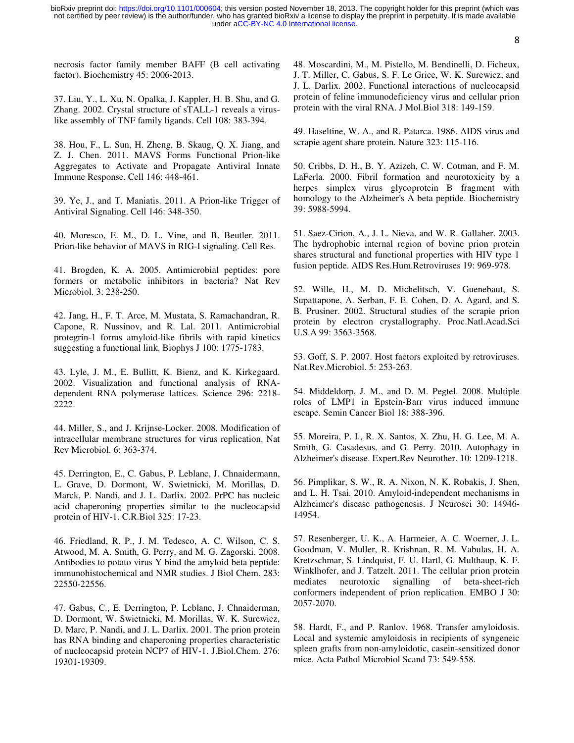necrosis factor family member BAFF (B cell activating factor). Biochemistry 45: 2006-2013.

37. Liu, Y., L. Xu, N. Opalka, J. Kappler, H. B. Shu, and G. Zhang. 2002. Crystal structure of sTALL-1 reveals a virus-like assembly of TNF family ligands. Cell 108: 383-394.

38. Hou, F., L. Sun, H. Zheng, B. Skaug, Q. X. Jiang, and Z. J. Chen. 2011. MAVS Forms Functional Prion-like Aggregates to Activate and Propagate Antiviral Innate Immune Response. Cell 146: 448-461.

39. Ye, J., and T. Maniatis. 2011. A Prion-like Trigger of Antiviral Signaling. Cell 146: 348-350.

40. Moresco, E. M., D. L. Vine, and B. Beutler. 2011. Prion-like behavior of MAVS in RIG-I signaling. Cell Res.

41. Brogden, K. A. 2005. Antimicrobial peptides: pore formers or metabolic inhibitors in bacteria? Nat Rev Microbiol. 3: 238-250.

42. Jang, H., F. T. Arce, M. Mustata, S. Ramachandran, R. Capone, R. Nussinov, and R. Lal. 2011. Antimicrobial protegrin-1 forms amyloid-like fibrils with rapid kinetics suggesting a functional link. Biophys J 100: 1775-1783.

43. Lyle, J. M., E. Bullitt, K. Bienz, and K. Kirkegaard. 2002. Visualization and functional analysis of RNA-dependent RNA polymerase lattices. Science 296: 2218-2222.

44. Miller, S., and J. Krijnse-Locker. 2008. Modification of intracellular membrane structures for virus replication. Nat Rev Microbiol. 6: 363-374.

45. Derrington, E., C. Gabus, P. Leblanc, J. Chnaidermann, L. Grave, D. Dormont, W. Swietnicki, M. Morillas, D. Marck, P. Nandi, and J. L. Darlix. 2002. PrPC has nucleic acid chaperoning properties similar to the nucleocapsid protein of HIV-1. C.R.Biol 325: 17-23.

46. Friedland, R. P., J. M. Tedesco, A. C. Wilson, C. S. Atwood, M. A. Smith, G. Perry, and M. G. Zagorski. 2008. Antibodies to potato virus Y bind the amyloid beta peptide: immunohistochemical and NMR studies. J Biol Chem. 283: 22550-22556.

47. Gabus, C., E. Derrington, P. Leblanc, J. Chnaiderman, D. Dormont, W. Swietnicki, M. Morillas, W. K. Surewicz, D. Marc, P. Nandi, and J. L. Darlix. 2001. The prion protein has RNA binding and chaperoning properties characteristic of nucleocapsid protein NCP7 of HIV-1. J.Biol.Chem. 276: 19301-19309.

48. Moscardini, M., M. Pistello, M. Bendinelli, D. Ficheux, J. T. Miller, C. Gabus, S. F. Le Grice, W. K. Surewicz, and J. L. Darlix. 2002. Functional interactions of nucleocapsid protein of feline immunodeficiency virus and cellular prion protein with the viral RNA. J Mol.Biol 318: 149-159.

49. Haseltine, W. A., and R. Patarca. 1986. AIDS virus and scrapie agent share protein. Nature 323: 115-116.

50. Cribbs, D. H., B. Y. Azizeh, C. W. Cotman, and F. M. LaFerla. 2000. Fibril formation and neurotoxicity by a herpes simplex virus glycoprotein B fragment with homology to the Alzheimer's A beta peptide. Biochemistry 39: 5988-5994.

51. Saez-Cirion, A., J. L. Nieva, and W. R. Gallaher. 2003. The hydrophobic internal region of bovine prion protein shares structural and functional properties with HIV type 1 fusion peptide. AIDS Res.Hum.Retroviruses 19: 969-978.

52. Wille, H., M. D. Michelitsch, V. Guenebaut, S. Supattapone, A. Serban, F. E. Cohen, D. A. Agard, and S. B. Prusiner. 2002. Structural studies of the scrapie prion protein by electron crystallography. Proc.Natl.Acad.Sci U.S.A 99: 3563-3568.

53. Goff, S. P. 2007. Host factors exploited by retroviruses. Nat.Rev.Microbiol. 5: 253-263.

54. Middeldorp, J. M., and D. M. Pegtel. 2008. Multiple roles of LMP1 in Epstein-Barr virus induced immune escape. Semin Cancer Biol 18: 388-396.

55. Moreira, P. I., R. X. Santos, X. Zhu, H. G. Lee, M. A. Smith, G. Casadesus, and G. Perry. 2010. Autophagy in Alzheimer's disease. Expert.Rev Neurother. 10: 1209-1218.

56. Pimplikar, S. W., R. A. Nixon, N. K. Robakis, J. Shen, and L. H. Tsai. 2010. Amyloid-independent mechanisms in Alzheimer's disease pathogenesis. J Neurosci 30: 14946-14954.

57. Resenberger, U. K., A. Harmeier, A. C. Woerner, J. L. Goodman, V. Muller, R. Krishnan, R. M. Vabulas, H. A. Kretzschmar, S. Lindquist, F. U. Hartl, G. Multhaup, K. F. Winklhofer, and J. Tatzelt. 2011. The cellular prion protein mediates neurotoxic signalling of beta-sheet-rich conformers independent of prion replication. EMBO J 30: 2057-2070.

58. Hardt, F., and P. Ranlov. 1968. Transfer amyloidosis. Local and systemic amyloidosis in recipients of syngeneic spleen grafts from non-amyloidotic, casein-sensitized donor mice. Acta Pathol Microbiol Scand 73: 549-558.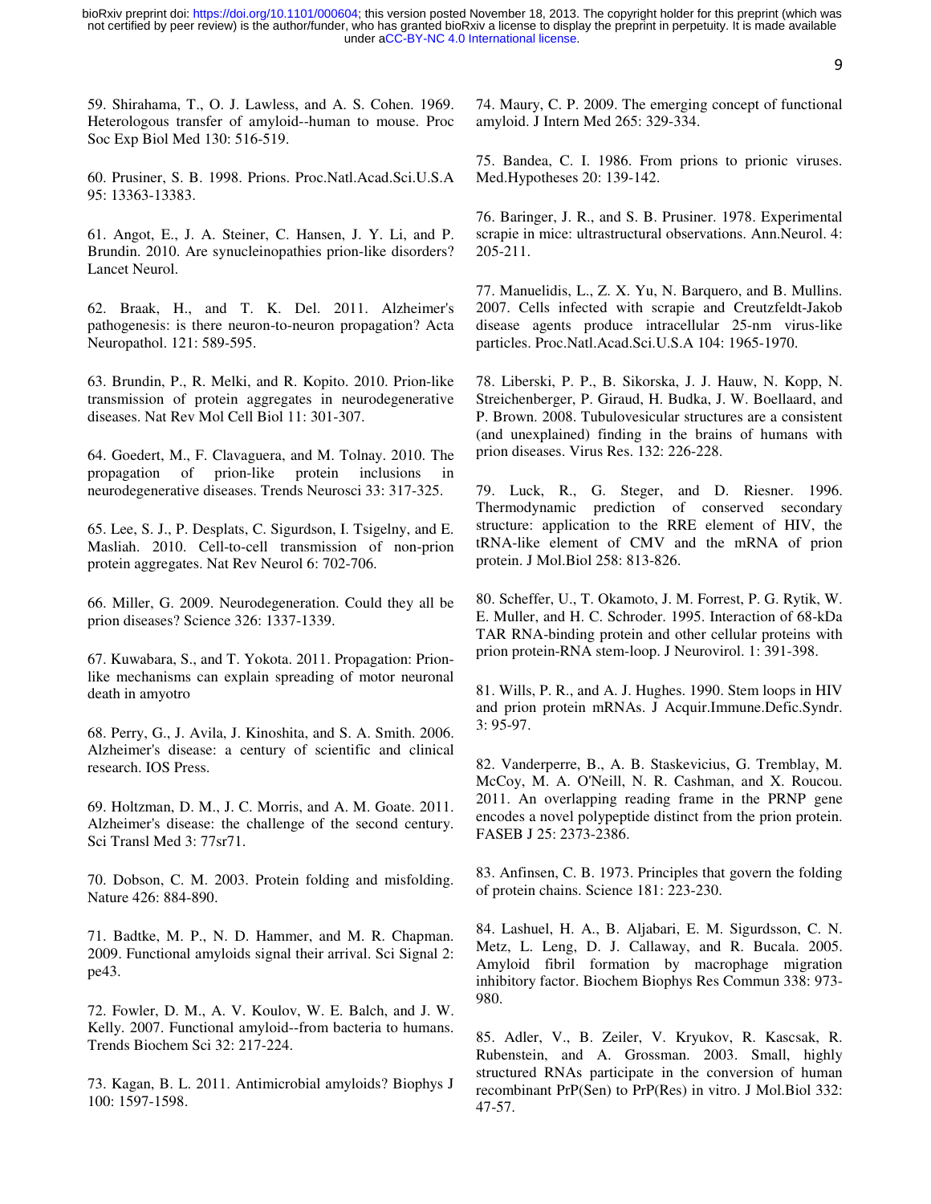59. Shirahama, T., O. J. Lawless, and A. S. Cohen. 1969. Heterologous transfer of amyloid--human to mouse. Proc Soc Exp Biol Med 130: 516-519.

60. Prusiner, S. B. 1998. Prions. Proc.Natl.Acad.Sci.U.S.A 95: 13363-13383.

61. Angot, E., J. A. Steiner, C. Hansen, J. Y. Li, and P. Brundin. 2010. Are synucleinopathies prion-like disorders? Lancet Neurol.

62. Braak, H., and T. K. Del. 2011. Alzheimer's pathogenesis: is there neuron-to-neuron propagation? Acta Neuropathol. 121: 589-595.

63. Brundin, P., R. Melki, and R. Kopito. 2010. Prion-like transmission of protein aggregates in neurodegenerative diseases. Nat Rev Mol Cell Biol 11: 301-307.

64. Goedert, M., F. Clavaguera, and M. Tolnay. 2010. The propagation of prion-like protein inclusions in neurodegenerative diseases. Trends Neurosci 33: 317-325.

65. Lee, S. J., P. Desplats, C. Sigurdson, I. Tsigelny, and E. Masliah. 2010. Cell-to-cell transmission of non-prion protein aggregates. Nat Rev Neurol 6: 702-706.

66. Miller, G. 2009. Neurodegeneration. Could they all be prion diseases? Science 326: 1337-1339.

67. Kuwabara, S., and T. Yokota. 2011. Propagation: Prion-like mechanisms can explain spreading of motor neuronal death in amyotro

68. Perry, G., J. Avila, J. Kinoshita, and S. A. Smith. 2006. Alzheimer's disease: a century of scientific and clinical research. IOS Press.

69. Holtzman, D. M., J. C. Morris, and A. M. Goate. 2011. Alzheimer's disease: the challenge of the second century. Sci Transl Med 3: 77sr71.

70. Dobson, C. M. 2003. Protein folding and misfolding. Nature 426: 884-890.

71. Badtke, M. P., N. D. Hammer, and M. R. Chapman. 2009. Functional amyloids signal their arrival. Sci Signal 2: pe43.

72. Fowler, D. M., A. V. Koulov, W. E. Balch, and J. W. Kelly. 2007. Functional amyloid--from bacteria to humans. Trends Biochem Sci 32: 217-224.

73. Kagan, B. L. 2011. Antimicrobial amyloids? Biophys J 100: 1597-1598.

74. Maury, C. P. 2009. The emerging concept of functional amyloid. J Intern Med 265: 329-334.

75. Bandea, C. I. 1986. From prions to prionic viruses. Med.Hypotheses 20: 139-142.

76. Baringer, J. R., and S. B. Prusiner. 1978. Experimental scrapie in mice: ultrastructural observations. Ann.Neurol. 4: 205-211.

77. Manuelidis, L., Z. X. Yu, N. Barquero, and B. Mullins. 2007. Cells infected with scrapie and Creutzfeldt-Jakob disease agents produce intracellular 25-nm virus-like particles. Proc.Natl.Acad.Sci.U.S.A 104: 1965-1970.

78. Liberski, P. P., B. Sikorska, J. J. Hauw, N. Kopp, N. Streichenberger, P. Giraud, H. Budka, J. W. Boellaard, and P. Brown. 2008. Tubulovesicular structures are a consistent (and unexplained) finding in the brains of humans with prion diseases. Virus Res. 132: 226-228.

79. Luck, R., G. Steger, and D. Riesner. 1996. Thermodynamic prediction of conserved secondary structure: application to the RRE element of HIV, the tRNA-like element of CMV and the mRNA of prion protein. J Mol.Biol 258: 813-826.

80. Scheffer, U., T. Okamoto, J. M. Forrest, P. G. Rytik, W. E. Muller, and H. C. Schroder. 1995. Interaction of 68-kDa TAR RNA-binding protein and other cellular proteins with prion protein-RNA stem-loop. J Neurovirol. 1: 391-398.

81. Wills, P. R., and A. J. Hughes. 1990. Stem loops in HIV and prion protein mRNAs. J Acquir.Immune.Defic.Syndr. 3: 95-97.

82. Vanderperre, B., A. B. Staskevicius, G. Tremblay, M. McCoy, M. A. O'Neill, N. R. Cashman, and X. Roucou. 2011. An overlapping reading frame in the PRNP gene encodes a novel polypeptide distinct from the prion protein. FASEB J 25: 2373-2386.

83. Anfinsen, C. B. 1973. Principles that govern the folding of protein chains. Science 181: 223-230.

84. Lashuel, H. A., B. Aljabari, E. M. Sigurdsson, C. N. Metz, L. Leng, D. J. Callaway, and R. Bucala. 2005. Amyloid fibril formation by macrophage migration inhibitory factor. Biochem Biophys Res Commun 338: 973-980.

85. Adler, V., B. Zeiler, V. Kryukov, R. Kascsak, R. Rubenstein, and A. Grossman. 2003. Small, highly structured RNAs participate in the conversion of human recombinant PrP(Sen) to PrP(Res) in vitro. J Mol.Biol 332: 47-57.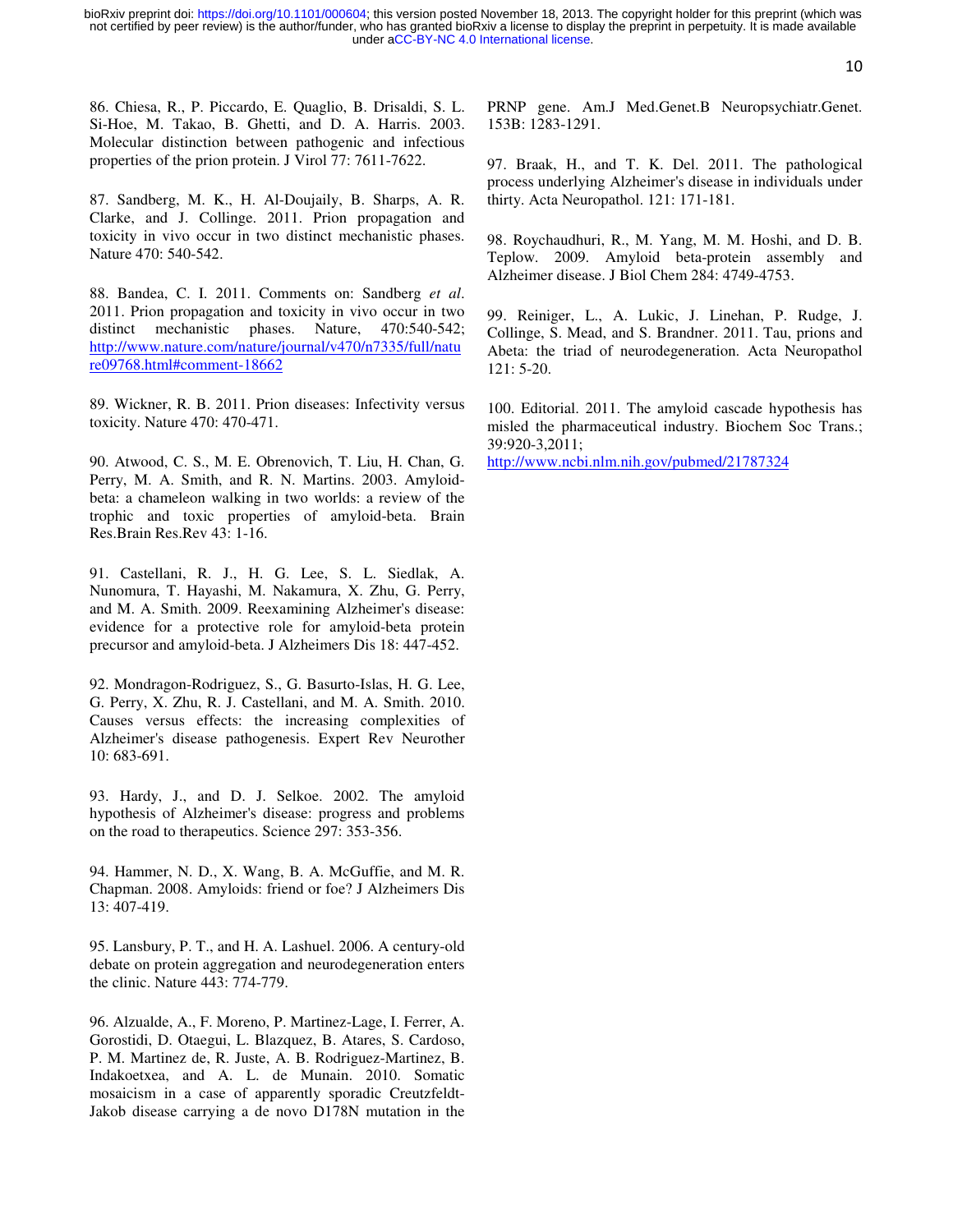86. Chiesa, R., P. Piccardo, E. Quaglio, B. Drisaldi, S. L. Si-Hoe, M. Takao, B. Ghetti, and D. A. Harris. 2003. Molecular distinction between pathogenic and infectious properties of the prion protein. J Virol 77: 7611-7622.

87. Sandberg, M. K., H. Al-Doujaily, B. Sharps, A. R. Clarke, and J. Collinge. 2011. Prion propagation and toxicity in vivo occur in two distinct mechanistic phases. Nature 470: 540-542.

88. Bandea, C. I. 2011. Comments on: Sandberg *et al*. 2011. Prion propagation and toxicity in vivo occur in two distinct mechanistic phases. Nature, 470:540-542; http://www.nature.com/nature/journal/v470/n7335/full/nature09768.html#comment-18662

89. Wickner, R. B. 2011. Prion diseases: Infectivity versus toxicity. Nature 470: 470-471.

90. Atwood, C. S., M. E. Obrenovich, T. Liu, H. Chan, G. Perry, M. A. Smith, and R. N. Martins. 2003. Amyloid-beta: a chameleon walking in two worlds: a review of the trophic and toxic properties of amyloid-beta. Brain Res.Brain Res.Rev 43: 1-16.

91. Castellani, R. J., H. G. Lee, S. L. Siedlak, A. Nunomura, T. Hayashi, M. Nakamura, X. Zhu, G. Perry, and M. A. Smith. 2009. Reexamining Alzheimer's disease: evidence for a protective role for amyloid-beta protein precursor and amyloid-beta. J Alzheimers Dis 18: 447-452.

92. Mondragon-Rodriguez, S., G. Basurto-Islas, H. G. Lee, G. Perry, X. Zhu, R. J. Castellani, and M. A. Smith. 2010. Causes versus effects: the increasing complexities of Alzheimer's disease pathogenesis. Expert Rev Neurother 10: 683-691.

93. Hardy, J., and D. J. Selkoe. 2002. The amyloid hypothesis of Alzheimer's disease: progress and problems on the road to therapeutics. Science 297: 353-356.

94. Hammer, N. D., X. Wang, B. A. McGuffie, and M. R. Chapman. 2008. Amyloids: friend or foe? J Alzheimers Dis 13: 407-419.

95. Lansbury, P. T., and H. A. Lashuel. 2006. A century-old debate on protein aggregation and neurodegeneration enters the clinic. Nature 443: 774-779.

96. Alzualde, A., F. Moreno, P. Martinez-Lage, I. Ferrer, A. Gorostidi, D. Otaegui, L. Blazquez, B. Atares, S. Cardoso, P. M. Martinez de, R. Juste, A. B. Rodriguez-Martinez, B. Indakoetxea, and A. L. de Munain. 2010. Somatic mosaicism in a case of apparently sporadic Creutzfeldt-Jakob disease carrying a de novo D178N mutation in the PRNP gene. Am.J Med.Genet.B Neuropsychiatr.Genet. 153B: 1283-1291.

97. Braak, H., and T. K. Del. 2011. The pathological process underlying Alzheimer's disease in individuals under thirty. Acta Neuropathol. 121: 171-181.

98. Roychaudhuri, R., M. Yang, M. M. Hoshi, and D. B. Teplow. 2009. Amyloid beta-protein assembly and Alzheimer disease. J Biol Chem 284: 4749-4753.

99. Reiniger, L., A. Lukic, J. Linehan, P. Rudge, J. Collinge, S. Mead, and S. Brandner. 2011. Tau, prions and Abeta: the triad of neurodegeneration. Acta Neuropathol 121: 5-20.

100. Editorial. 2011. The amyloid cascade hypothesis has misled the pharmaceutical industry. Biochem Soc Trans.; 39:920-3,2011; http://www.ncbi.nlm.nih.gov/pubmed/21787324